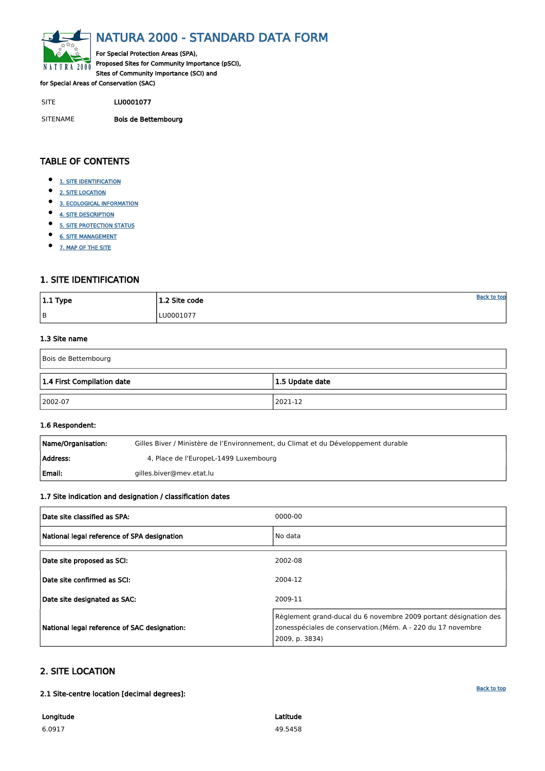# NATURA 2000 - STANDARD DATA FORM

For Special Protection Areas (SPA),
Proposed Sites for Community Importance (pSCI),
Sites of Community Importance (SCI) and
for Special Areas of Conservation (SAC)

| SITE | LU0001077 |
|---|---|
| SITENAME | Bois de Bettembourg |

## TABLE OF CONTENTS

- 1. SITE IDENTIFICATION
- 2. SITE LOCATION
- 3. ECOLOGICAL INFORMATION
- 4. SITE DESCRIPTION
- 5. SITE PROTECTION STATUS
- 6. SITE MANAGEMENT
- 7. MAP OF THE SITE

## 1. SITE IDENTIFICATION

| 1.1 Type | 1.2 Site code |
|---|---|
| B | LU0001077 |

### 1.3 Site name

Bois de Bettembourg

| 1.4 First Compilation date | 1.5 Update date |
|---|---|
| 2002-07 | 2021-12 |

### 1.6 Respondent:

| | |
|---|---|
| Name/Organisation: | Gilles Biver / Ministère de l’Environnement, du Climat et du Développement durable |
| Address: | 4, Place de l'EuropeL-1499 Luxembourg |
| Email: | gilles.biver@mev.etat.lu |

### 1.7 Site indication and designation / classification dates

| | |
|---|---|
| Date site classified as SPA: | 0000-00 |
| National legal reference of SPA designation | No data |

| | |
|---|---|
| Date site proposed as SCI: | 2002-08 |
| Date site confirmed as SCI: | 2004-12 |
| Date site designated as SAC: | 2009-11 |
| National legal reference of SAC designation: | Règlement grand-ducal du 6 novembre 2009 portant désignation des zonesspéciales de conservation.(Mém. A - 220 du 17 novembre 2009, p. 3834) |

## 2. SITE LOCATION

### 2.1 Site-centre location [decimal degrees]:

| Longitude | Latitude |
|---|---|
| 6.0917 | 49.5458 |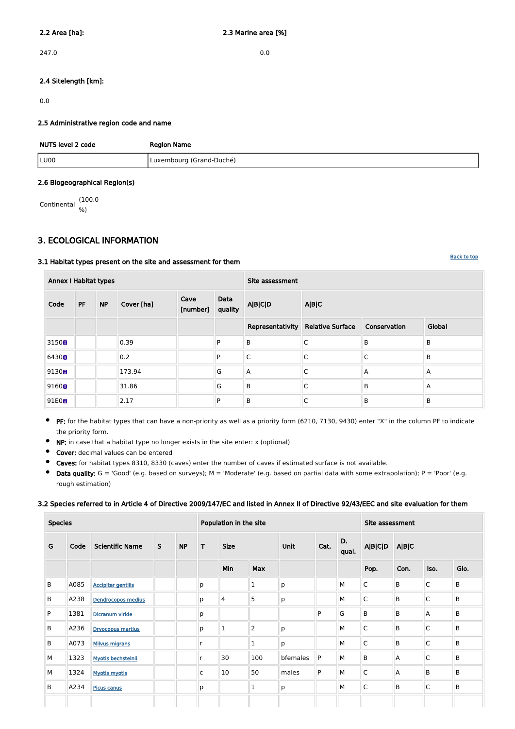**2.2 Area [ha]:**

247.0

**2.3 Marine area [%]**

0.0

**2.4 Sitelength [km]:**

0.0

**2.5 Administrative region code and name**

| NUTS level 2 code | Region Name |
|---|---|
| LU00 | Luxembourg (Grand-Duché) |

**2.6 Biogeographical Region(s)**

Continental (100.0 %)

## 3. ECOLOGICAL INFORMATION

Back to top

**3.1 Habitat types present on the site and assessment for them**

| Annex I Habitat types | | | | | | Site assessment | | | |
|---|---|---|---|---|---|---|---|---|---|
| Code | PF | NP | Cover [ha] | Cave [number] | Data quality | A\|B\|C\|D | A\|B\|C | | |
| | | | | | | Representativity | Relative Surface | Conservation | Global |
| 3150 | | | 0.39 | | P | B | C | B | B |
| 6430 | | | 0.2 | | P | C | C | C | B |
| 9130 | | | 173.94 | | G | A | C | A | A |
| 9160 | | | 31.86 | | G | B | C | B | A |
| 91E0 | | | 2.17 | | P | B | C | B | B |

- **PF:** for the habitat types that can have a non-priority as well as a priority form (6210, 7130, 9430) enter "X" in the column PF to indicate the priority form.
- **NP:** in case that a habitat type no longer exists in the site enter: x (optional)
- **Cover:** decimal values can be entered
- **Caves:** for habitat types 8310, 8330 (caves) enter the number of caves if estimated surface is not available.
- **Data quality:** G = 'Good' (e.g. based on surveys); M = 'Moderate' (e.g. based on partial data with some extrapolation); P = 'Poor' (e.g. rough estimation)

**3.2 Species referred to in Article 4 of Directive 2009/147/EC and listed in Annex II of Directive 92/43/EEC and site evaluation for them**

| Species | | | | | Population in the site | | | | | | Site assessment | | | |
|---|---|---|---|---|---|---|---|---|---|---|---|---|---|---|
| G | Code | Scientific Name | S | NP | T | Size | | Unit | Cat. | D. qual. | A\|B\|C\|D | A\|B\|C | | |
| | | | | | | Min | Max | | | | Pop. | Con. | Iso. | Glo. |
| B | A085 | Accipiter gentilis | | | p | | 1 | p | | M | C | B | C | B |
| B | A238 | Dendrocopos medius | | | p | 4 | 5 | p | | M | C | B | C | B |
| P | 1381 | Dicranum viride | | | p | | | | P | G | B | B | A | B |
| B | A236 | Dryocopus martius | | | p | 1 | 2 | p | | M | C | B | C | B |
| B | A073 | Milvus migrans | | | r | | 1 | p | | M | C | B | C | B |
| M | 1323 | Myotis bechsteinii | | | r | 30 | 100 | bfemales | P | M | B | A | C | B |
| M | 1324 | Myotis myotis | | | c | 10 | 50 | males | P | M | C | A | B | B |
| B | A234 | Picus canus | | | p | | 1 | p | | M | C | B | C | B |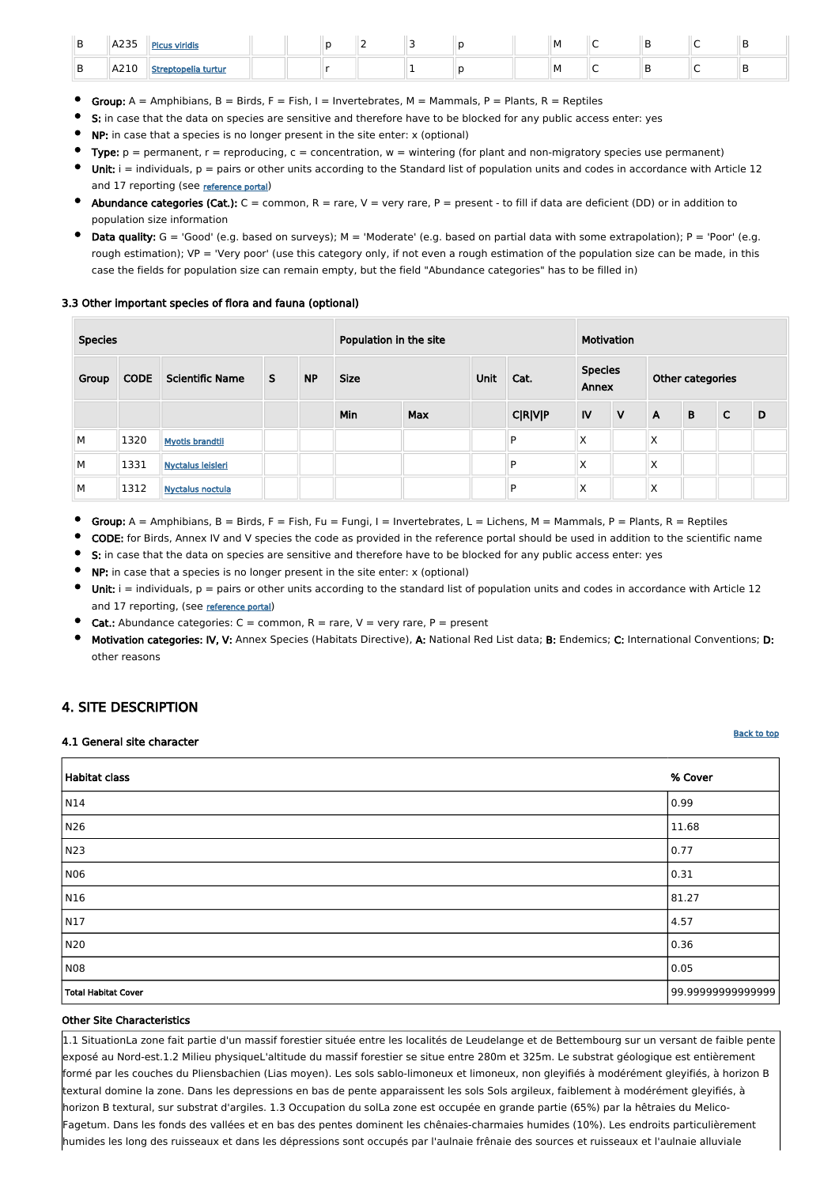| | | | | | | | | | | | | | | |
|---|---|---|---|---|---|---|---|---|---|---|---|---|---|---|
| B | A235 | Picus viridis | | | p | 2 | 3 | p | | M | C | B | C | B |
| B | A210 | Streptopelia turtur | | | r | | 1 | p | | M | C | B | C | B |

- **Group:** A = Amphibians, B = Birds, F = Fish, I = Invertebrates, M = Mammals, P = Plants, R = Reptiles
- **S:** in case that the data on species are sensitive and therefore have to be blocked for any public access enter: yes
- **NP:** in case that a species is no longer present in the site enter: x (optional)
- **Type:** p = permanent, r = reproducing, c = concentration, w = wintering (for plant and non-migratory species use permanent)
- **Unit:** i = individuals, p = pairs or other units according to the Standard list of population units and codes in accordance with Article 12 and 17 reporting (see reference portal)
- **Abundance categories (Cat.):** C = common, R = rare, V = very rare, P = present - to fill if data are deficient (DD) or in addition to population size information
- **Data quality:** G = 'Good' (e.g. based on surveys); M = 'Moderate' (e.g. based on partial data with some extrapolation); P = 'Poor' (e.g. rough estimation); VP = 'Very poor' (use this category only, if not even a rough estimation of the population size can be made, in this case the fields for population size can remain empty, but the field "Abundance categories" has to be filled in)

### 3.3 Other important species of flora and fauna (optional)

| Species | | | | | Population in the site | | | | Motivation | | | | | |
|---|---|---|---|---|---|---|---|---|---|---|---|---|---|---|
| Group | CODE | Scientific Name | S | NP | Size | | Unit | Cat. | Species Annex | | Other categories | | | |
| | | | | | Min | Max | | C\|R\|V\|P | IV | V | A | B | C | D |
| M | 1320 | Myotis brandtii | | | | | | P | X | | X | | | |
| M | 1331 | Nyctalus leisleri | | | | | | P | X | | X | | | |
| M | 1312 | Nyctalus noctula | | | | | | P | X | | X | | | |

- **Group:** A = Amphibians, B = Birds, F = Fish, Fu = Fungi, I = Invertebrates, L = Lichens, M = Mammals, P = Plants, R = Reptiles
- **CODE:** for Birds, Annex IV and V species the code as provided in the reference portal should be used in addition to the scientific name
- **S:** in case that the data on species are sensitive and therefore have to be blocked for any public access enter: yes
- **NP:** in case that a species is no longer present in the site enter: x (optional)
- **Unit:** i = individuals, p = pairs or other units according to the standard list of population units and codes in accordance with Article 12 and 17 reporting, (see reference portal)
- **Cat.:** Abundance categories: C = common, R = rare, V = very rare, P = present
- **Motivation categories: IV, V:** Annex Species (Habitats Directive), **A:** National Red List data; **B:** Endemics; **C:** International Conventions; **D:** other reasons

## 4. SITE DESCRIPTION

Back to top

### 4.1 General site character

| Habitat class | % Cover |
|---|---|
| N14 | 0.99 |
| N26 | 11.68 |
| N23 | 0.77 |
| N06 | 0.31 |
| N16 | 81.27 |
| N17 | 4.57 |
| N20 | 0.36 |
| N08 | 0.05 |
| Total Habitat Cover | 99.99999999999999 |

**Other Site Characteristics**

1.1 SituationLa zone fait partie d'un massif forestier située entre les localités de Leudelange et de Bettembourg sur un versant de faible pente exposé au Nord-est.1.2 Milieu physiqueL'altitude du massif forestier se situe entre 280m et 325m. Le substrat géologique est entièrement formé par les couches du Pliensbachien (Lias moyen). Les sols sablo-limoneux et limoneux, non gleyifiés à modérément gleyifiés, à horizon B textural domine la zone. Dans les depressions en bas de pente apparaissent les sols Sols argileux, faiblement à modérément gleyifiés, à horizon B textural, sur substrat d'argiles. 1.3 Occupation du solLa zone est occupée en grande partie (65%) par la hêtraies du Melico-Fagetum. Dans les fonds des vallées et en bas des pentes dominent les chênaies-charmaies humides (10%). Les endroits particulièrement humides les long des ruisseaux et dans les dépressions sont occupés par l'aulnaie frênaie des sources et ruisseaux et l'aulnaie alluviale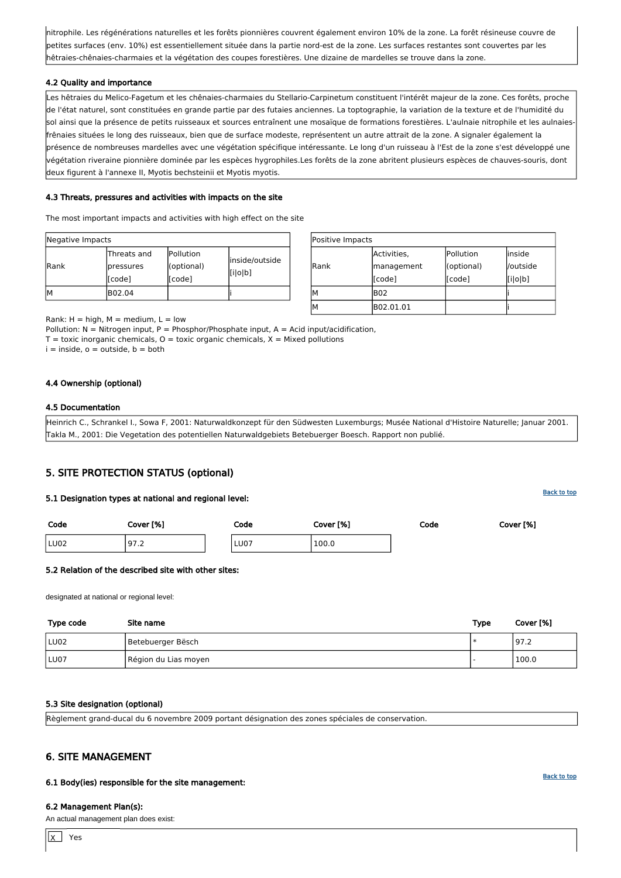nitrophile. Les régénérations naturelles et les forêts pionnières couvrent également environ 10% de la zone. La forêt résineuse couvre de petites surfaces (env. 10%) est essentiellement située dans la partie nord-est de la zone. Les surfaces restantes sont couvertes par les hêtraies-chênaies-charmaies et la végétation des coupes forestières. Une dizaine de mardelles se trouve dans la zone.

#### 4.2 Quality and importance

Les hêtraies du Melico-Fagetum et les chênaies-charmaies du Stellario-Carpinetum constituent l'intérêt majeur de la zone. Ces forêts, proche de l'état naturel, sont constituées en grande partie par des futaies anciennes. La toptographie, la variation de la texture et de l'humidité du sol ainsi que la présence de petits ruisseaux et sources entraînent une mosaïque de formations forestières. L'aulnaie nitrophile et les aulnaies-frênaies situées le long des ruisseaux, bien que de surface modeste, représentent un autre attrait de la zone. A signaler également la présence de nombreuses mardelles avec une végétation spécifique intéressante. Le long d'un ruisseau à l'Est de la zone s'est développé une végétation riveraine pionnière dominée par les espèces hygrophiles.Les forêts de la zone abritent plusieurs espèces de chauves-souris, dont deux figurent à l'annexe II, Myotis bechsteinii et Myotis myotis.

#### 4.3 Threats, pressures and activities with impacts on the site

The most important impacts and activities with high effect on the site

| Negative Impacts | | | |
|---|---|---|---|
| Rank | Threats and pressures [code] | Pollution (optional) [code] | inside/outside [i\|o\|b] |
| M | B02.04 | | i |

| Positive Impacts | | | |
|---|---|---|---|
| Rank | Activities, management [code] | Pollution (optional) [code] | inside /outside [i\|o\|b] |
| M | B02 | | i |
| M | B02.01.01 | | i |

Rank: H = high, M = medium, L = low
Pollution: N = Nitrogen input, P = Phosphor/Phosphate input, A = Acid input/acidification,
T = toxic inorganic chemicals, O = toxic organic chemicals, X = Mixed pollutions
i = inside, o = outside, b = both

#### 4.4 Ownership (optional)

#### 4.5 Documentation

Heinrich C., Schrankel I., Sowa F, 2001: Naturwaldkonzept für den Südwesten Luxemburgs; Musée National d'Histoire Naturelle; Januar 2001.
Takla M., 2001: Die Vegetation des potentiellen Naturwaldgebiets Betebuerger Boesch. Rapport non publié.

## 5. SITE PROTECTION STATUS (optional)

#### 5.1 Designation types at national and regional level:

| Code | Cover [%] | Code | Cover [%] | Code | Cover [%] |
|---|---|---|---|---|---|
| LU02 | 97.2 | LU07 | 100.0 | | |

#### 5.2 Relation of the described site with other sites:

designated at national or regional level:

| Type code | Site name | Type | Cover [%] |
|---|---|---|---|
| LU02 | Betebuerger Bësch | * | 97.2 |
| LU07 | Région du Lias moyen | - | 100.0 |

#### 5.3 Site designation (optional)

Règlement grand-ducal du 6 novembre 2009 portant désignation des zones spéciales de conservation.

## 6. SITE MANAGEMENT

#### 6.1 Body(ies) responsible for the site management:

#### 6.2 Management Plan(s):

An actual management plan does exist:

X Yes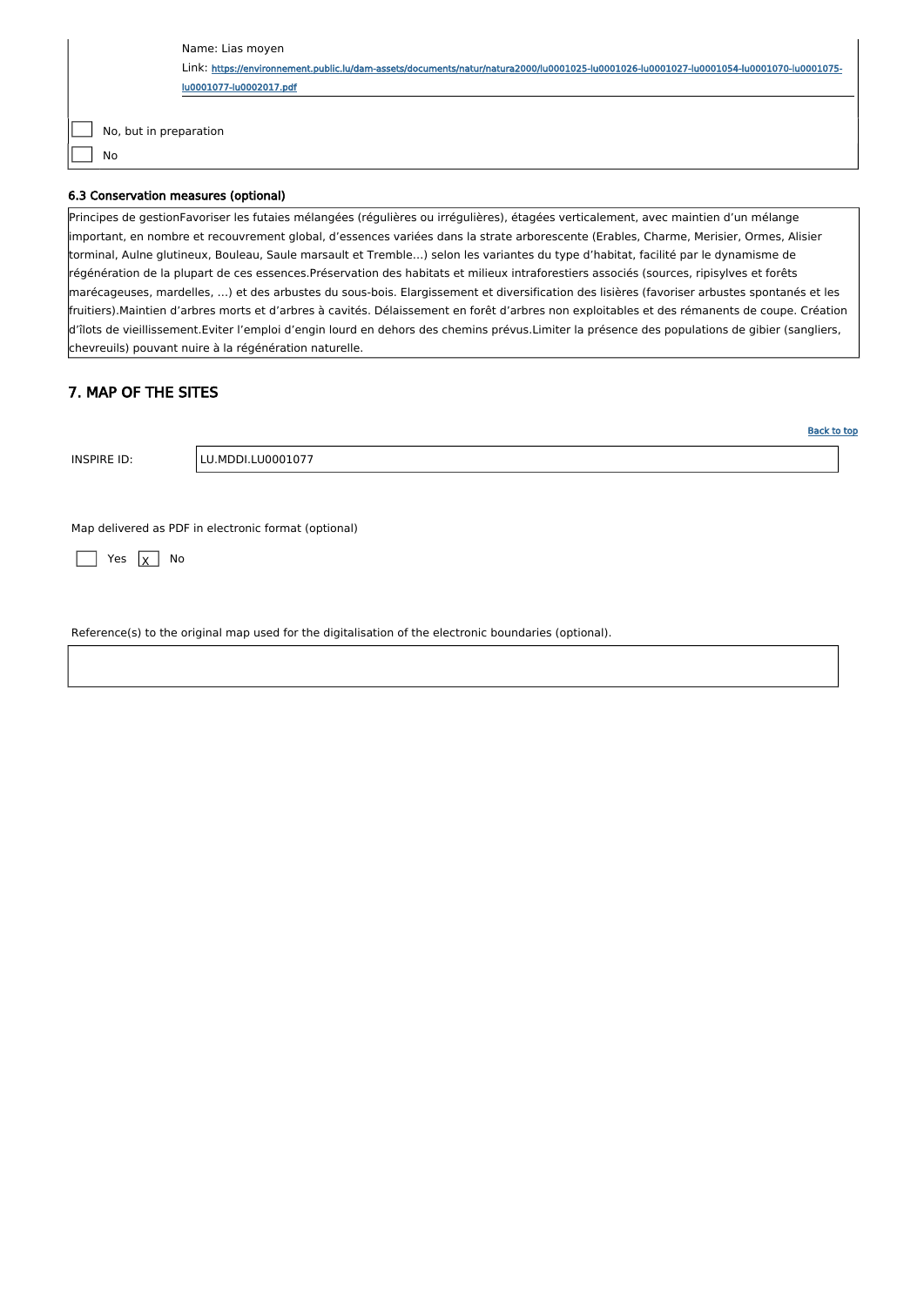Name: Lias moyen

Link: https://environnement.public.lu/dam-assets/documents/natur/natura2000/lu0001025-lu0001026-lu0001027-lu0001054-lu0001070-lu0001075-lu0001077-lu0002017.pdf

☐ No, but in preparation

☐ No

### 6.3 Conservation measures (optional)

Principes de gestionFavoriser les futaies mélangées (régulières ou irrégulières), étagées verticalement, avec maintien d'un mélange important, en nombre et recouvrement global, d'essences variées dans la strate arborescente (Erables, Charme, Merisier, Ormes, Alisier torminal, Aulne glutineux, Bouleau, Saule marsault et Tremble…) selon les variantes du type d'habitat, facilité par le dynamisme de régénération de la plupart de ces essences.Préservation des habitats et milieux intraforestiers associés (sources, ripisylves et forêts marécageuses, mardelles, …) et des arbustes du sous-bois. Elargissement et diversification des lisières (favoriser arbustes spontanés et les fruitiers).Maintien d'arbres morts et d'arbres à cavités. Délaissement en forêt d'arbres non exploitables et des rémanents de coupe. Création d'îlots de vieillissement.Eviter l'emploi d'engin lourd en dehors des chemins prévus.Limiter la présence des populations de gibier (sangliers, chevreuils) pouvant nuire à la régénération naturelle.

## 7. MAP OF THE SITES

Back to top

INSPIRE ID: LU.MDDI.LU0001077

Map delivered as PDF in electronic format (optional)

☐ Yes ☒ No

Reference(s) to the original map used for the digitalisation of the electronic boundaries (optional).